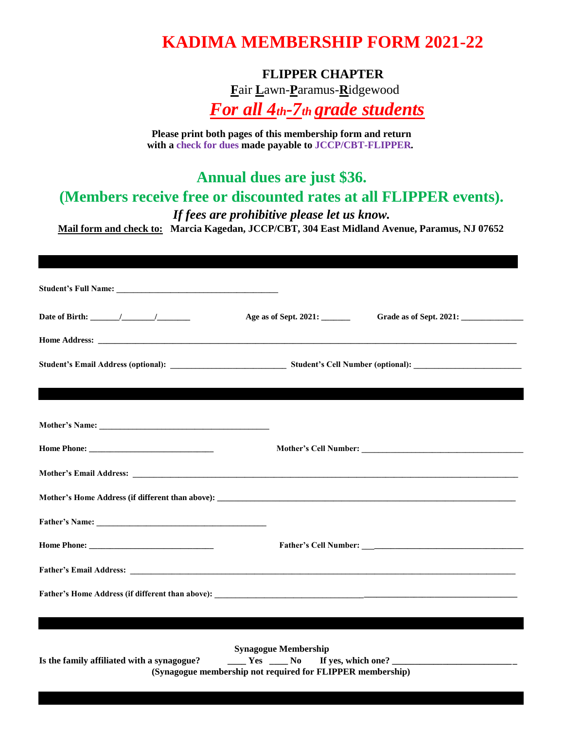# KADIMA MEMBERSHIP FORM 2021-22

**FLIPPER CHAPTER**

**F**air **L**awn-**P**aramus-**R**idgewood

***For all 4th-7th grade students***

**Please print both pages of this membership form and return with a check for dues made payable to JCCP/CBT-FLIPPER.**

## Annual dues are just $36.

## (Members receive free or discounted rates at all FLIPPER events).

***If fees are prohibitive please let us know.***

**Mail form and check to:** **Marcia Kagedan, JCCP/CBT, 304 East Midland Avenue, Paramus, NJ 07652**

---

**Student's Full Name:** ______________________________________

**Date of Birth:** _______/________/________ **Age as of Sept. 2021:** _______ **Grade as of Sept. 2021:** _______________

**Home Address:** ______________________________________________________________________________________________

**Student's Email Address (optional):** ____________________________ **Student's Cell Number (optional):** __________________________

---

**Mother's Name:** _________________________________________

**Home Phone:** ______________________________ **Mother's Cell Number:** ______________________________________

**Mother's Email Address:** ___________________________________________________________________________________________

**Mother's Home Address (if different than above):** ______________________________________________________________________

**Father's Name:** _________________________________________

**Home Phone:** ______________________________ **Father's Cell Number:** ______________________________________

**Father's Email Address:** ___________________________________________________________________________________________

**Father's Home Address (if different than above):** ______________________________________________________________________

---

**Synagogue Membership**

**Is the family affiliated with a synagogue?** ____ **Yes** ____ **No** **If yes, which one?** ___________________________

**(Synagogue membership not required for FLIPPER membership)**

---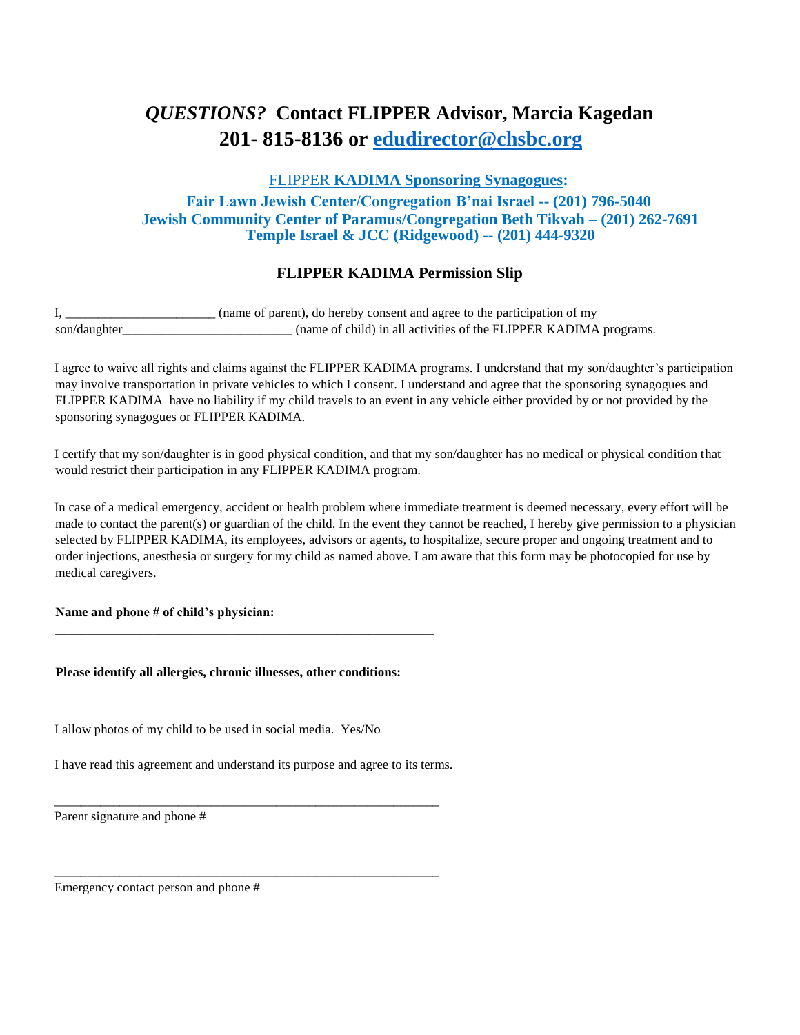# *QUESTIONS?* Contact FLIPPER Advisor, Marcia Kagedan 201- 815-8136 or [edudirector@chsbc.org](mailto:edudirector@chsbc.org)

FLIPPER **KADIMA Sponsoring Synagogues:**

**Fair Lawn Jewish Center/Congregation B'nai Israel -- (201) 796-5040**
**Jewish Community Center of Paramus/Congregation Beth Tikvah – (201) 262-7691**
**Temple Israel & JCC (Ridgewood) -- (201) 444-9320**

### FLIPPER KADIMA Permission Slip

I, ______________________ (name of parent), do hereby consent and agree to the participation of my son/daughter_________________________ (name of child) in all activities of the FLIPPER KADIMA programs.

I agree to waive all rights and claims against the FLIPPER KADIMA programs. I understand that my son/daughter's participation may involve transportation in private vehicles to which I consent. I understand and agree that the sponsoring synagogues and FLIPPER KADIMA have no liability if my child travels to an event in any vehicle either provided by or not provided by the sponsoring synagogues or FLIPPER KADIMA.

I certify that my son/daughter is in good physical condition, and that my son/daughter has no medical or physical condition that would restrict their participation in any FLIPPER KADIMA program.

In case of a medical emergency, accident or health problem where immediate treatment is deemed necessary, every effort will be made to contact the parent(s) or guardian of the child. In the event they cannot be reached, I hereby give permission to a physician selected by FLIPPER KADIMA, its employees, advisors or agents, to hospitalize, secure proper and ongoing treatment and to order injections, anesthesia or surgery for my child as named above. I am aware that this form may be photocopied for use by medical caregivers.

**Name and phone # of child's physician:**

**___________________________________________________________**

**Please identify all allergies, chronic illnesses, other conditions:**

I allow photos of my child to be used in social media. Yes/No

I have read this agreement and understand its purpose and agree to its terms.

___________________________________________________________

Parent signature and phone #

___________________________________________________________

Emergency contact person and phone #